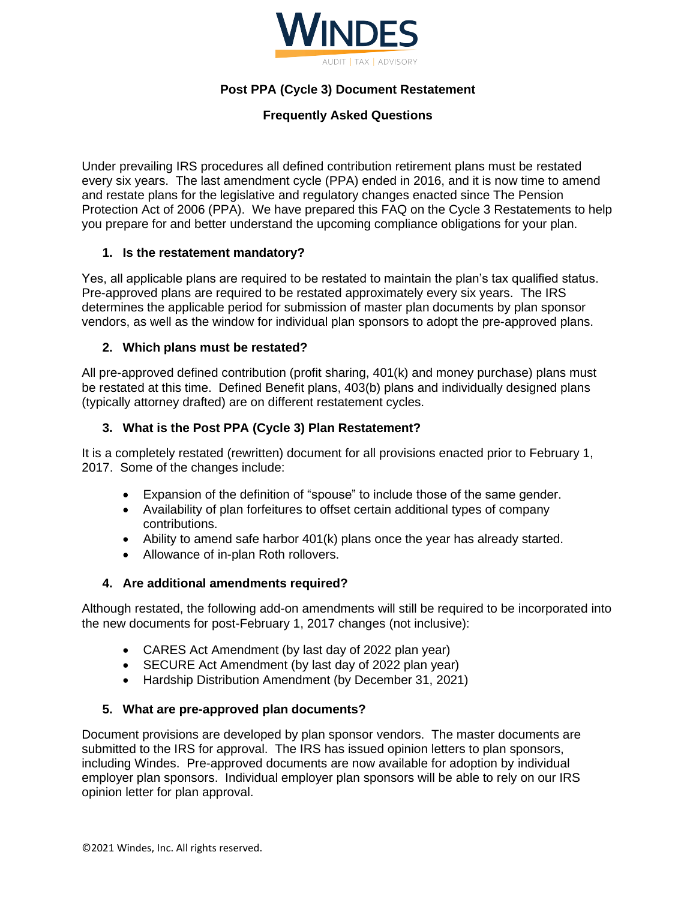WINDES

AUDIT | TAX | ADVISORY

## Post PPA (Cycle 3) Document Restatement

## Frequently Asked Questions

Under prevailing IRS procedures all defined contribution retirement plans must be restated every six years. The last amendment cycle (PPA) ended in 2016, and it is now time to amend and restate plans for the legislative and regulatory changes enacted since The Pension Protection Act of 2006 (PPA). We have prepared this FAQ on the Cycle 3 Restatements to help you prepare for and better understand the upcoming compliance obligations for your plan.

### 1. Is the restatement mandatory?

Yes, all applicable plans are required to be restated to maintain the plan's tax qualified status. Pre-approved plans are required to be restated approximately every six years. The IRS determines the applicable period for submission of master plan documents by plan sponsor vendors, as well as the window for individual plan sponsors to adopt the pre-approved plans.

### 2. Which plans must be restated?

All pre-approved defined contribution (profit sharing, 401(k) and money purchase) plans must be restated at this time. Defined Benefit plans, 403(b) plans and individually designed plans (typically attorney drafted) are on different restatement cycles.

### 3. What is the Post PPA (Cycle 3) Plan Restatement?

It is a completely restated (rewritten) document for all provisions enacted prior to February 1, 2017. Some of the changes include:

- Expansion of the definition of "spouse" to include those of the same gender.
- Availability of plan forfeitures to offset certain additional types of company contributions.
- Ability to amend safe harbor 401(k) plans once the year has already started.
- Allowance of in-plan Roth rollovers.

### 4. Are additional amendments required?

Although restated, the following add-on amendments will still be required to be incorporated into the new documents for post-February 1, 2017 changes (not inclusive):

- CARES Act Amendment (by last day of 2022 plan year)
- SECURE Act Amendment (by last day of 2022 plan year)
- Hardship Distribution Amendment (by December 31, 2021)

### 5. What are pre-approved plan documents?

Document provisions are developed by plan sponsor vendors. The master documents are submitted to the IRS for approval. The IRS has issued opinion letters to plan sponsors, including Windes. Pre-approved documents are now available for adoption by individual employer plan sponsors. Individual employer plan sponsors will be able to rely on our IRS opinion letter for plan approval.

©2021 Windes, Inc. All rights reserved.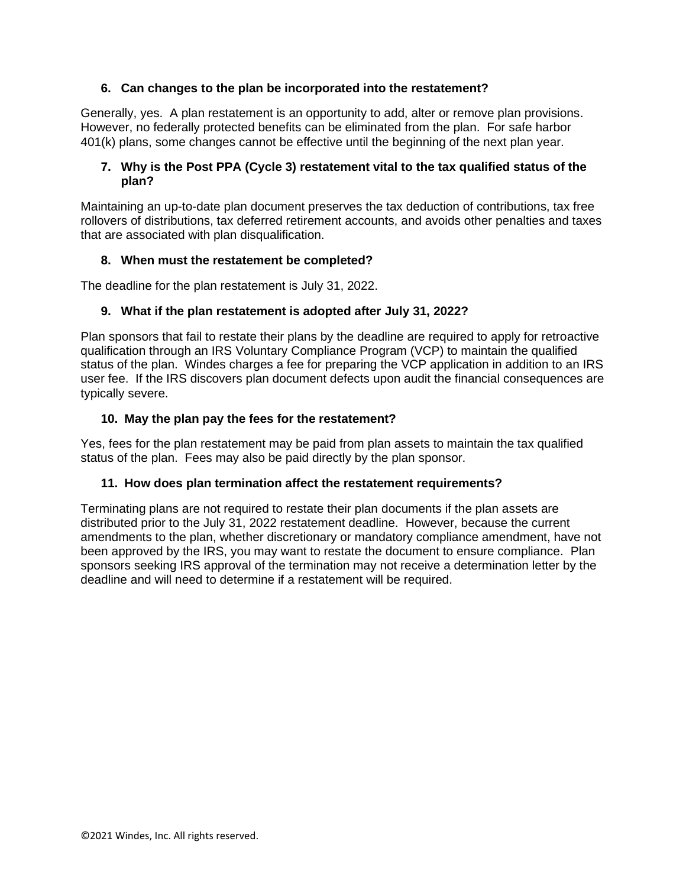6. **Can changes to the plan be incorporated into the restatement?**

Generally, yes. A plan restatement is an opportunity to add, alter or remove plan provisions. However, no federally protected benefits can be eliminated from the plan. For safe harbor 401(k) plans, some changes cannot be effective until the beginning of the next plan year.

7. **Why is the Post PPA (Cycle 3) restatement vital to the tax qualified status of the plan?**

Maintaining an up-to-date plan document preserves the tax deduction of contributions, tax free rollovers of distributions, tax deferred retirement accounts, and avoids other penalties and taxes that are associated with plan disqualification.

8. **When must the restatement be completed?**

The deadline for the plan restatement is July 31, 2022.

9. **What if the plan restatement is adopted after July 31, 2022?**

Plan sponsors that fail to restate their plans by the deadline are required to apply for retroactive qualification through an IRS Voluntary Compliance Program (VCP) to maintain the qualified status of the plan. Windes charges a fee for preparing the VCP application in addition to an IRS user fee. If the IRS discovers plan document defects upon audit the financial consequences are typically severe.

10. **May the plan pay the fees for the restatement?**

Yes, fees for the plan restatement may be paid from plan assets to maintain the tax qualified status of the plan. Fees may also be paid directly by the plan sponsor.

11. **How does plan termination affect the restatement requirements?**

Terminating plans are not required to restate their plan documents if the plan assets are distributed prior to the July 31, 2022 restatement deadline. However, because the current amendments to the plan, whether discretionary or mandatory compliance amendment, have not been approved by the IRS, you may want to restate the document to ensure compliance. Plan sponsors seeking IRS approval of the termination may not receive a determination letter by the deadline and will need to determine if a restatement will be required.

©2021 Windes, Inc. All rights reserved.